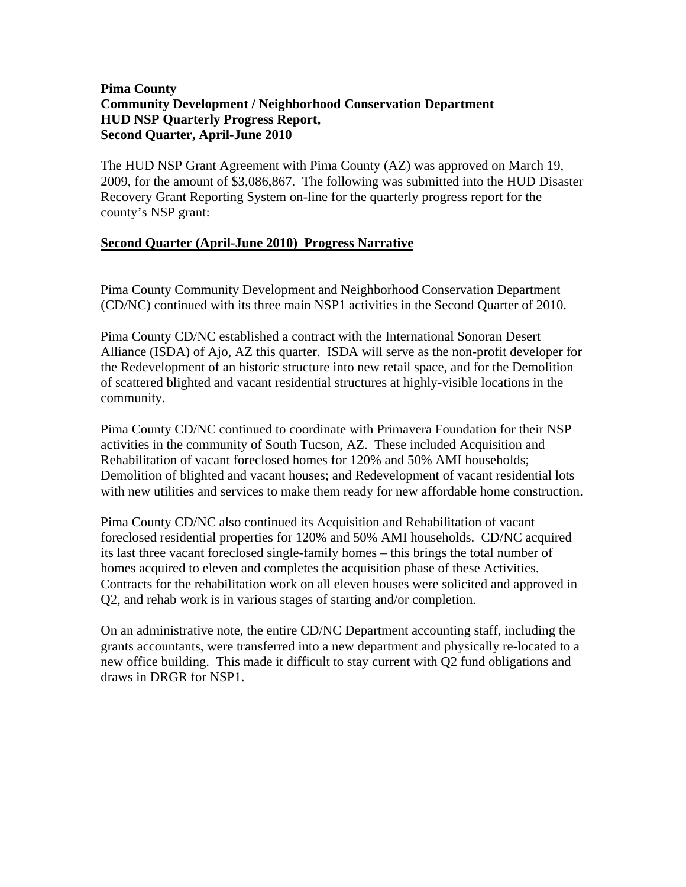**Pima County**
**Community Development / Neighborhood Conservation Department**
**HUD NSP Quarterly Progress Report,**
**Second Quarter, April-June 2010**

The HUD NSP Grant Agreement with Pima County (AZ) was approved on March 19, 2009, for the amount of $3,086,867. The following was submitted into the HUD Disaster Recovery Grant Reporting System on-line for the quarterly progress report for the county's NSP grant:

## Second Quarter (April-June 2010) Progress Narrative

Pima County Community Development and Neighborhood Conservation Department (CD/NC) continued with its three main NSP1 activities in the Second Quarter of 2010.

Pima County CD/NC established a contract with the International Sonoran Desert Alliance (ISDA) of Ajo, AZ this quarter. ISDA will serve as the non-profit developer for the Redevelopment of an historic structure into new retail space, and for the Demolition of scattered blighted and vacant residential structures at highly-visible locations in the community.

Pima County CD/NC continued to coordinate with Primavera Foundation for their NSP activities in the community of South Tucson, AZ. These included Acquisition and Rehabilitation of vacant foreclosed homes for 120% and 50% AMI households; Demolition of blighted and vacant houses; and Redevelopment of vacant residential lots with new utilities and services to make them ready for new affordable home construction.

Pima County CD/NC also continued its Acquisition and Rehabilitation of vacant foreclosed residential properties for 120% and 50% AMI households. CD/NC acquired its last three vacant foreclosed single-family homes – this brings the total number of homes acquired to eleven and completes the acquisition phase of these Activities. Contracts for the rehabilitation work on all eleven houses were solicited and approved in Q2, and rehab work is in various stages of starting and/or completion.

On an administrative note, the entire CD/NC Department accounting staff, including the grants accountants, were transferred into a new department and physically re-located to a new office building. This made it difficult to stay current with Q2 fund obligations and draws in DRGR for NSP1.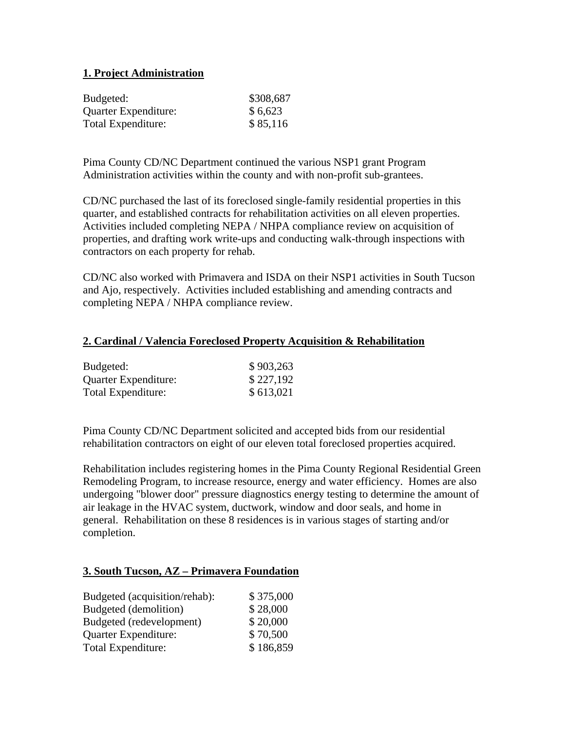## 1. Project Administration

| | |
|---|---|
| Budgeted: | $308,687 |
| Quarter Expenditure: | $ 6,623 |
| Total Expenditure: | $ 85,116 |

Pima County CD/NC Department continued the various NSP1 grant Program Administration activities within the county and with non-profit sub-grantees.

CD/NC purchased the last of its foreclosed single-family residential properties in this quarter, and established contracts for rehabilitation activities on all eleven properties. Activities included completing NEPA / NHPA compliance review on acquisition of properties, and drafting work write-ups and conducting walk-through inspections with contractors on each property for rehab.

CD/NC also worked with Primavera and ISDA on their NSP1 activities in South Tucson and Ajo, respectively. Activities included establishing and amending contracts and completing NEPA / NHPA compliance review.

## 2. Cardinal / Valencia Foreclosed Property Acquisition & Rehabilitation

| | |
|---|---|
| Budgeted: | $ 903,263 |
| Quarter Expenditure: | $ 227,192 |
| Total Expenditure: | $ 613,021 |

Pima County CD/NC Department solicited and accepted bids from our residential rehabilitation contractors on eight of our eleven total foreclosed properties acquired.

Rehabilitation includes registering homes in the Pima County Regional Residential Green Remodeling Program, to increase resource, energy and water efficiency. Homes are also undergoing "blower door" pressure diagnostics energy testing to determine the amount of air leakage in the HVAC system, ductwork, window and door seals, and home in general. Rehabilitation on these 8 residences is in various stages of starting and/or completion.

## 3. South Tucson, AZ – Primavera Foundation

| | |
|---|---|
| Budgeted (acquisition/rehab): | $ 375,000 |
| Budgeted (demolition) | $ 28,000 |
| Budgeted (redevelopment) | $ 20,000 |
| Quarter Expenditure: | $ 70,500 |
| Total Expenditure: | $ 186,859 |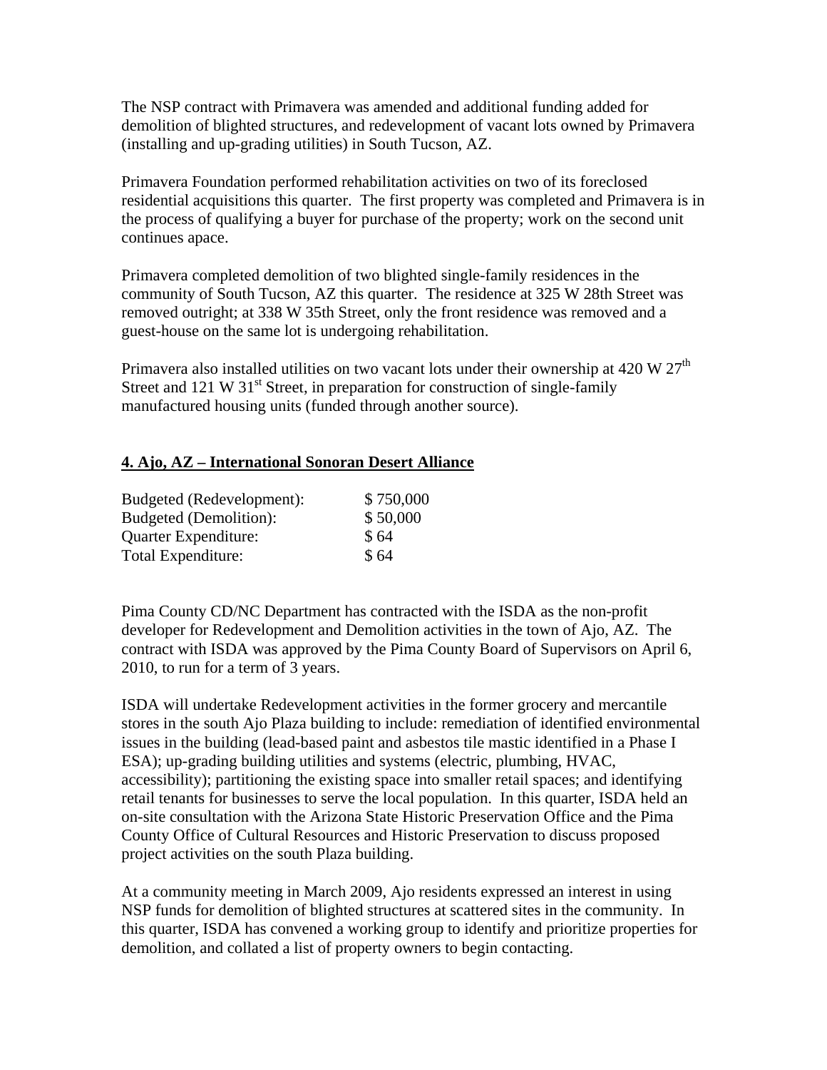The NSP contract with Primavera was amended and additional funding added for demolition of blighted structures, and redevelopment of vacant lots owned by Primavera (installing and up-grading utilities) in South Tucson, AZ.

Primavera Foundation performed rehabilitation activities on two of its foreclosed residential acquisitions this quarter. The first property was completed and Primavera is in the process of qualifying a buyer for purchase of the property; work on the second unit continues apace.

Primavera completed demolition of two blighted single-family residences in the community of South Tucson, AZ this quarter. The residence at 325 W 28th Street was removed outright; at 338 W 35th Street, only the front residence was removed and a guest-house on the same lot is undergoing rehabilitation.

Primavera also installed utilities on two vacant lots under their ownership at 420 W 27th Street and 121 W 31st Street, in preparation for construction of single-family manufactured housing units (funded through another source).

## 4. Ajo, AZ – International Sonoran Desert Alliance

| | |
|---|---|
| Budgeted (Redevelopment): | $ 750,000 |
| Budgeted (Demolition): | $ 50,000 |
| Quarter Expenditure: | $ 64 |
| Total Expenditure: | $ 64 |

Pima County CD/NC Department has contracted with the ISDA as the non-profit developer for Redevelopment and Demolition activities in the town of Ajo, AZ. The contract with ISDA was approved by the Pima County Board of Supervisors on April 6, 2010, to run for a term of 3 years.

ISDA will undertake Redevelopment activities in the former grocery and mercantile stores in the south Ajo Plaza building to include: remediation of identified environmental issues in the building (lead-based paint and asbestos tile mastic identified in a Phase I ESA); up-grading building utilities and systems (electric, plumbing, HVAC, accessibility); partitioning the existing space into smaller retail spaces; and identifying retail tenants for businesses to serve the local population. In this quarter, ISDA held an on-site consultation with the Arizona State Historic Preservation Office and the Pima County Office of Cultural Resources and Historic Preservation to discuss proposed project activities on the south Plaza building.

At a community meeting in March 2009, Ajo residents expressed an interest in using NSP funds for demolition of blighted structures at scattered sites in the community. In this quarter, ISDA has convened a working group to identify and prioritize properties for demolition, and collated a list of property owners to begin contacting.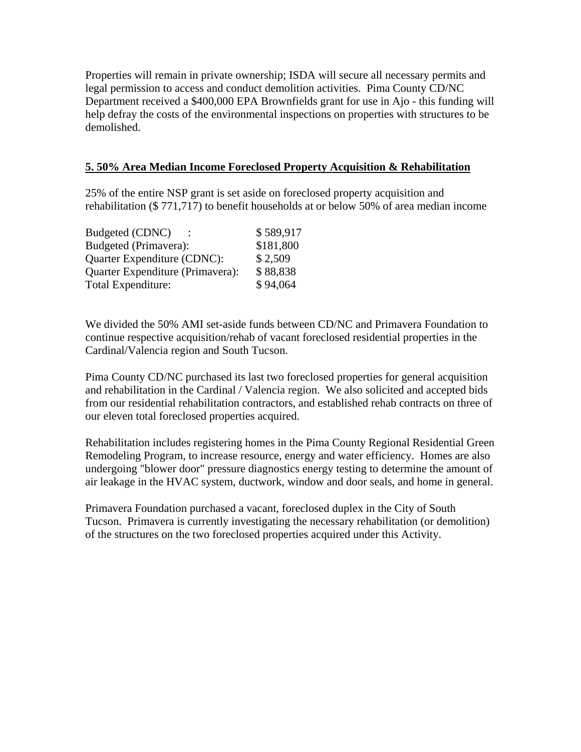Properties will remain in private ownership; ISDA will secure all necessary permits and legal permission to access and conduct demolition activities. Pima County CD/NC Department received a $400,000 EPA Brownfields grant for use in Ajo - this funding will help defray the costs of the environmental inspections on properties with structures to be demolished.

## 5. 50% Area Median Income Foreclosed Property Acquisition & Rehabilitation

25% of the entire NSP grant is set aside on foreclosed property acquisition and rehabilitation ($ 771,717) to benefit households at or below 50% of area median income

| | |
|---|---|
| Budgeted (CDNC) : | $ 589,917 |
| Budgeted (Primavera): | $181,800 |
| Quarter Expenditure (CDNC): | $ 2,509 |
| Quarter Expenditure (Primavera): | $ 88,838 |
| Total Expenditure: | $ 94,064 |

We divided the 50% AMI set-aside funds between CD/NC and Primavera Foundation to continue respective acquisition/rehab of vacant foreclosed residential properties in the Cardinal/Valencia region and South Tucson.

Pima County CD/NC purchased its last two foreclosed properties for general acquisition and rehabilitation in the Cardinal / Valencia region. We also solicited and accepted bids from our residential rehabilitation contractors, and established rehab contracts on three of our eleven total foreclosed properties acquired.

Rehabilitation includes registering homes in the Pima County Regional Residential Green Remodeling Program, to increase resource, energy and water efficiency. Homes are also undergoing "blower door" pressure diagnostics energy testing to determine the amount of air leakage in the HVAC system, ductwork, window and door seals, and home in general.

Primavera Foundation purchased a vacant, foreclosed duplex in the City of South Tucson. Primavera is currently investigating the necessary rehabilitation (or demolition) of the structures on the two foreclosed properties acquired under this Activity.